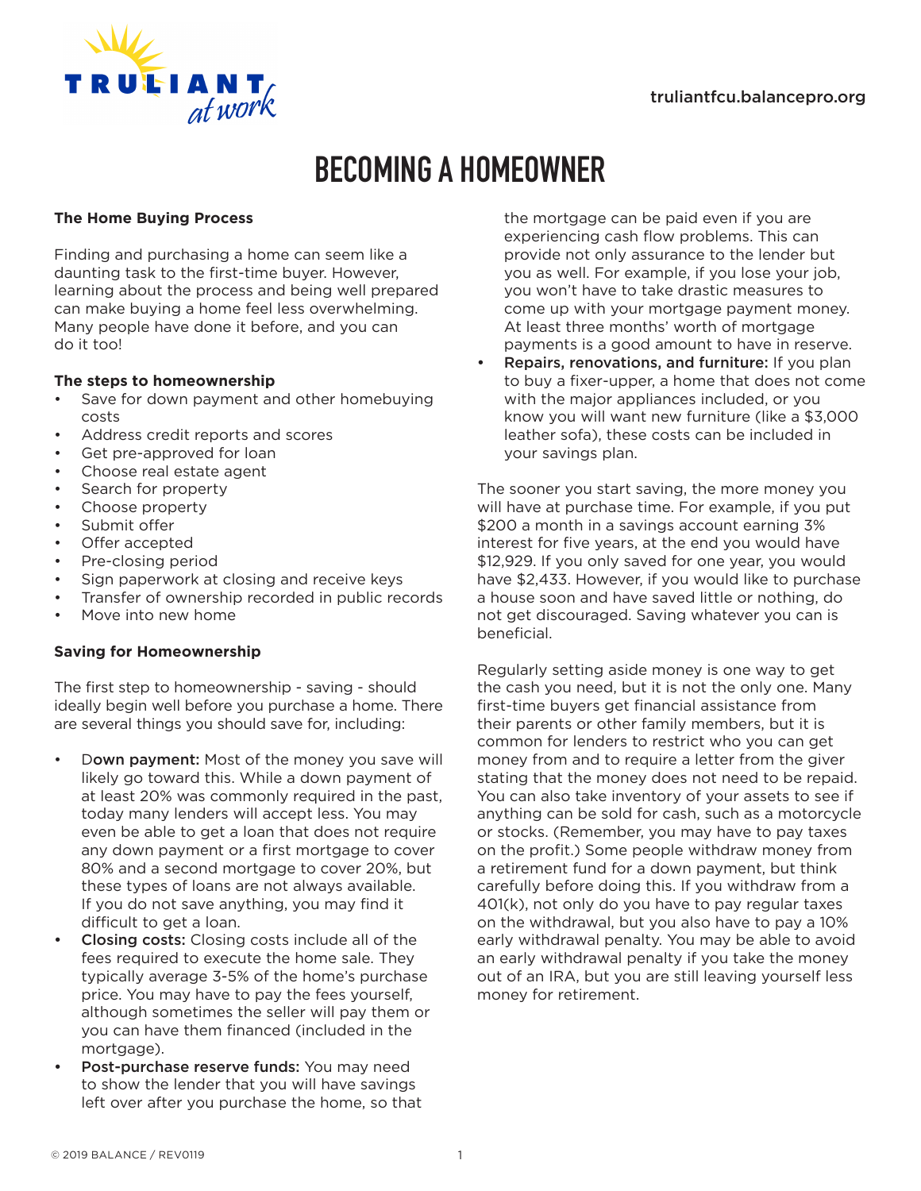# BECOMING A HOMEOWNER

**The Home Buying Process**

Finding and purchasing a home can seem like a daunting task to the first-time buyer. However, learning about the process and being well prepared can make buying a home feel less overwhelming. Many people have done it before, and you can do it too!

**The steps to homeownership**

- Save for down payment and other homebuying costs
- Address credit reports and scores
- Get pre-approved for loan
- Choose real estate agent
- Search for property
- Choose property
- Submit offer
- Offer accepted
- Pre-closing period
- Sign paperwork at closing and receive keys
- Transfer of ownership recorded in public records
- Move into new home

**Saving for Homeownership**

The first step to homeownership - saving - should ideally begin well before you purchase a home. There are several things you should save for, including:

- D**own payment:** Most of the money you save will likely go toward this. While a down payment of at least 20% was commonly required in the past, today many lenders will accept less. You may even be able to get a loan that does not require any down payment or a first mortgage to cover 80% and a second mortgage to cover 20%, but these types of loans are not always available. If you do not save anything, you may find it difficult to get a loan.
- **Closing costs:** Closing costs include all of the fees required to execute the home sale. They typically average 3-5% of the home's purchase price. You may have to pay the fees yourself, although sometimes the seller will pay them or you can have them financed (included in the mortgage).
- **Post-purchase reserve funds:** You may need to show the lender that you will have savings left over after you purchase the home, so that the mortgage can be paid even if you are experiencing cash flow problems. This can provide not only assurance to the lender but you as well. For example, if you lose your job, you won't have to take drastic measures to come up with your mortgage payment money. At least three months' worth of mortgage payments is a good amount to have in reserve.
- **Repairs, renovations, and furniture:** If you plan to buy a fixer-upper, a home that does not come with the major appliances included, or you know you will want new furniture (like a $3,000 leather sofa), these costs can be included in your savings plan.

The sooner you start saving, the more money you will have at purchase time. For example, if you put $200 a month in a savings account earning 3% interest for five years, at the end you would have $12,929. If you only saved for one year, you would have $2,433. However, if you would like to purchase a house soon and have saved little or nothing, do not get discouraged. Saving whatever you can is beneficial.

Regularly setting aside money is one way to get the cash you need, but it is not the only one. Many first-time buyers get financial assistance from their parents or other family members, but it is common for lenders to restrict who you can get money from and to require a letter from the giver stating that the money does not need to be repaid. You can also take inventory of your assets to see if anything can be sold for cash, such as a motorcycle or stocks. (Remember, you may have to pay taxes on the profit.) Some people withdraw money from a retirement fund for a down payment, but think carefully before doing this. If you withdraw from a 401(k), not only do you have to pay regular taxes on the withdrawal, but you also have to pay a 10% early withdrawal penalty. You may be able to avoid an early withdrawal penalty if you take the money out of an IRA, but you are still leaving yourself less money for retirement.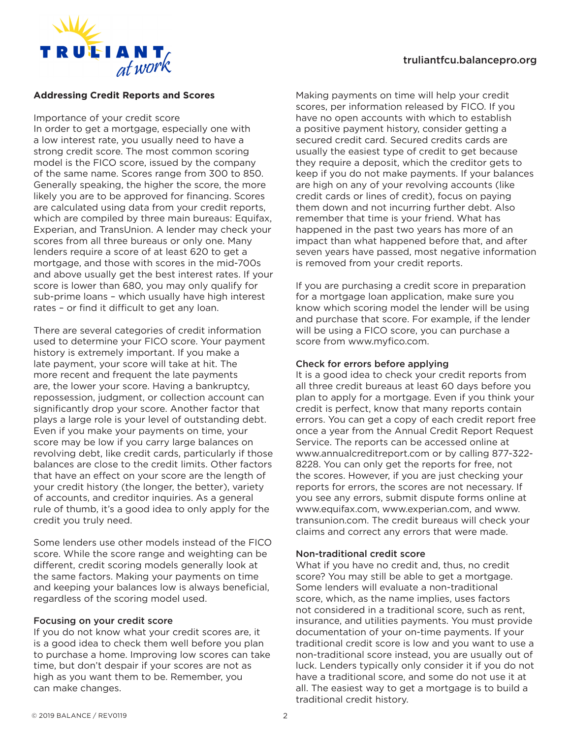## Addressing Credit Reports and Scores

### Importance of your credit score

In order to get a mortgage, especially one with a low interest rate, you usually need to have a strong credit score. The most common scoring model is the FICO score, issued by the company of the same name. Scores range from 300 to 850. Generally speaking, the higher the score, the more likely you are to be approved for financing. Scores are calculated using data from your credit reports, which are compiled by three main bureaus: Equifax, Experian, and TransUnion. A lender may check your scores from all three bureaus or only one. Many lenders require a score of at least 620 to get a mortgage, and those with scores in the mid-700s and above usually get the best interest rates. If your score is lower than 680, you may only qualify for sub-prime loans – which usually have high interest rates – or find it difficult to get any loan.

There are several categories of credit information used to determine your FICO score. Your payment history is extremely important. If you make a late payment, your score will take at hit. The more recent and frequent the late payments are, the lower your score. Having a bankruptcy, repossession, judgment, or collection account can significantly drop your score. Another factor that plays a large role is your level of outstanding debt. Even if you make your payments on time, your score may be low if you carry large balances on revolving debt, like credit cards, particularly if those balances are close to the credit limits. Other factors that have an effect on your score are the length of your credit history (the longer, the better), variety of accounts, and creditor inquiries. As a general rule of thumb, it's a good idea to only apply for the credit you truly need.

Some lenders use other models instead of the FICO score. While the score range and weighting can be different, credit scoring models generally look at the same factors. Making your payments on time and keeping your balances low is always beneficial, regardless of the scoring model used.

### Focusing on your credit score

If you do not know what your credit scores are, it is a good idea to check them well before you plan to purchase a home. Improving low scores can take time, but don't despair if your scores are not as high as you want them to be. Remember, you can make changes.

Making payments on time will help your credit scores, per information released by FICO. If you have no open accounts with which to establish a positive payment history, consider getting a secured credit card. Secured credits cards are usually the easiest type of credit to get because they require a deposit, which the creditor gets to keep if you do not make payments. If your balances are high on any of your revolving accounts (like credit cards or lines of credit), focus on paying them down and not incurring further debt. Also remember that time is your friend. What has happened in the past two years has more of an impact than what happened before that, and after seven years have passed, most negative information is removed from your credit reports.

If you are purchasing a credit score in preparation for a mortgage loan application, make sure you know which scoring model the lender will be using and purchase that score. For example, if the lender will be using a FICO score, you can purchase a score from www.myfico.com.

### Check for errors before applying

It is a good idea to check your credit reports from all three credit bureaus at least 60 days before you plan to apply for a mortgage. Even if you think your credit is perfect, know that many reports contain errors. You can get a copy of each credit report free once a year from the Annual Credit Report Request Service. The reports can be accessed online at www.annualcreditreport.com or by calling 877-322-8228. You can only get the reports for free, not the scores. However, if you are just checking your reports for errors, the scores are not necessary. If you see any errors, submit dispute forms online at www.equifax.com, www.experian.com, and www.transunion.com. The credit bureaus will check your claims and correct any errors that were made.

### Non-traditional credit score

What if you have no credit and, thus, no credit score? You may still be able to get a mortgage. Some lenders will evaluate a non-traditional score, which, as the name implies, uses factors not considered in a traditional score, such as rent, insurance, and utilities payments. You must provide documentation of your on-time payments. If your traditional credit score is low and you want to use a non-traditional score instead, you are usually out of luck. Lenders typically only consider it if you do not have a traditional score, and some do not use it at all. The easiest way to get a mortgage is to build a traditional credit history.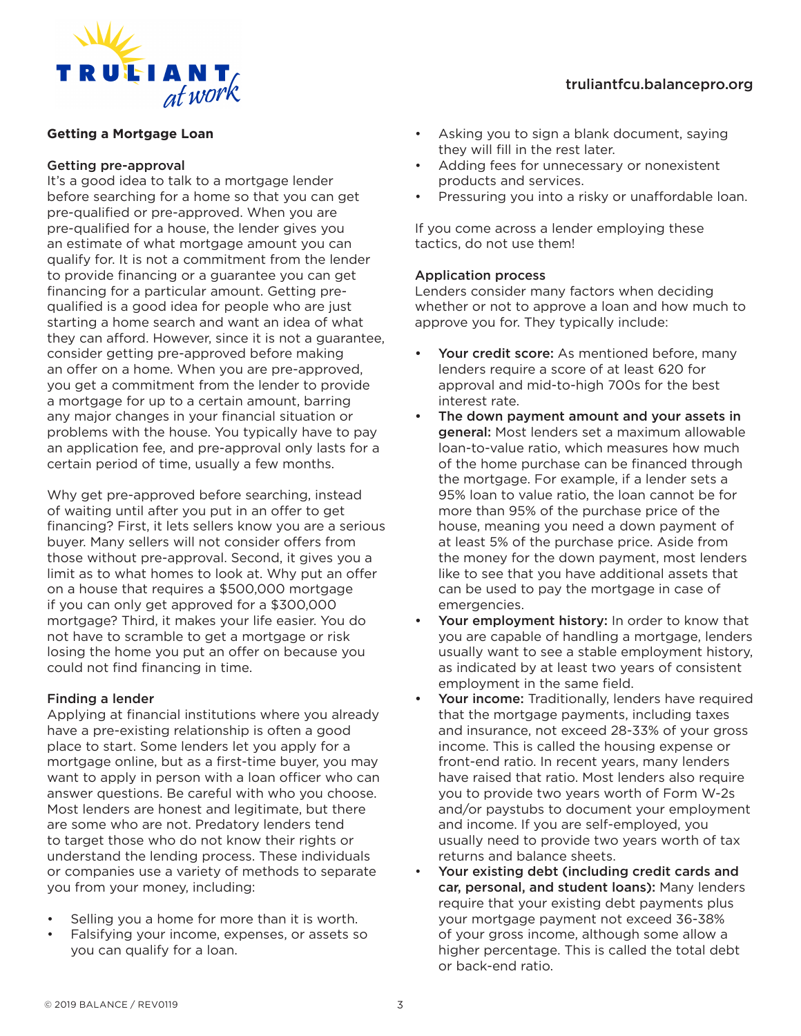## Getting a Mortgage Loan

### Getting pre-approval

It's a good idea to talk to a mortgage lender before searching for a home so that you can get pre-qualified or pre-approved. When you are pre-qualified for a house, the lender gives you an estimate of what mortgage amount you can qualify for. It is not a commitment from the lender to provide financing or a guarantee you can get financing for a particular amount. Getting pre-qualified is a good idea for people who are just starting a home search and want an idea of what they can afford. However, since it is not a guarantee, consider getting pre-approved before making an offer on a home. When you are pre-approved, you get a commitment from the lender to provide a mortgage for up to a certain amount, barring any major changes in your financial situation or problems with the house. You typically have to pay an application fee, and pre-approval only lasts for a certain period of time, usually a few months.

Why get pre-approved before searching, instead of waiting until after you put in an offer to get financing? First, it lets sellers know you are a serious buyer. Many sellers will not consider offers from those without pre-approval. Second, it gives you a limit as to what homes to look at. Why put an offer on a house that requires a $500,000 mortgage if you can only get approved for a $300,000 mortgage? Third, it makes your life easier. You do not have to scramble to get a mortgage or risk losing the home you put an offer on because you could not find financing in time.

### Finding a lender

Applying at financial institutions where you already have a pre-existing relationship is often a good place to start. Some lenders let you apply for a mortgage online, but as a first-time buyer, you may want to apply in person with a loan officer who can answer questions. Be careful with who you choose. Most lenders are honest and legitimate, but there are some who are not. Predatory lenders tend to target those who do not know their rights or understand the lending process. These individuals or companies use a variety of methods to separate you from your money, including:

- Selling you a home for more than it is worth.
- Falsifying your income, expenses, or assets so you can qualify for a loan.
- Asking you to sign a blank document, saying they will fill in the rest later.
- Adding fees for unnecessary or nonexistent products and services.
- Pressuring you into a risky or unaffordable loan.

If you come across a lender employing these tactics, do not use them!

### Application process

Lenders consider many factors when deciding whether or not to approve a loan and how much to approve you for. They typically include:

- **Your credit score:** As mentioned before, many lenders require a score of at least 620 for approval and mid-to-high 700s for the best interest rate.
- **The down payment amount and your assets in general:** Most lenders set a maximum allowable loan-to-value ratio, which measures how much of the home purchase can be financed through the mortgage. For example, if a lender sets a 95% loan to value ratio, the loan cannot be for more than 95% of the purchase price of the house, meaning you need a down payment of at least 5% of the purchase price. Aside from the money for the down payment, most lenders like to see that you have additional assets that can be used to pay the mortgage in case of emergencies.
- **Your employment history:** In order to know that you are capable of handling a mortgage, lenders usually want to see a stable employment history, as indicated by at least two years of consistent employment in the same field.
- **Your income:** Traditionally, lenders have required that the mortgage payments, including taxes and insurance, not exceed 28-33% of your gross income. This is called the housing expense or front-end ratio. In recent years, many lenders have raised that ratio. Most lenders also require you to provide two years worth of Form W-2s and/or paystubs to document your employment and income. If you are self-employed, you usually need to provide two years worth of tax returns and balance sheets.
- **Your existing debt (including credit cards and car, personal, and student loans):** Many lenders require that your existing debt payments plus your mortgage payment not exceed 36-38% of your gross income, although some allow a higher percentage. This is called the total debt or back-end ratio.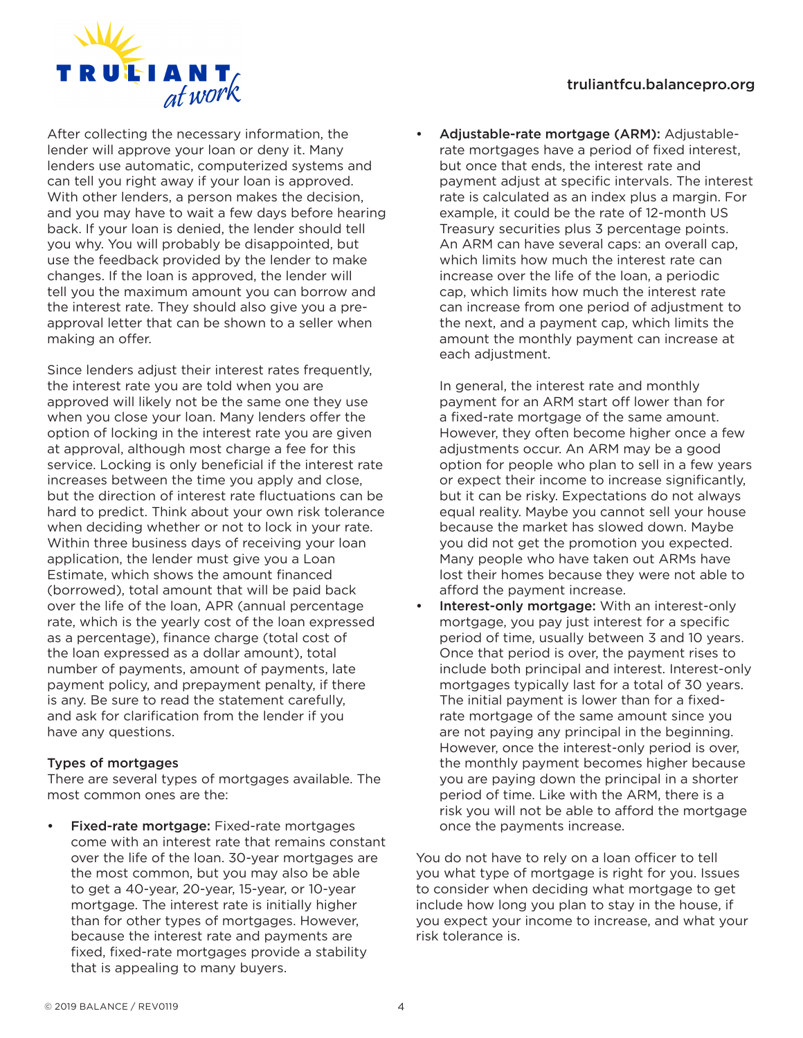After collecting the necessary information, the lender will approve your loan or deny it. Many lenders use automatic, computerized systems and can tell you right away if your loan is approved. With other lenders, a person makes the decision, and you may have to wait a few days before hearing back. If your loan is denied, the lender should tell you why. You will probably be disappointed, but use the feedback provided by the lender to make changes. If the loan is approved, the lender will tell you the maximum amount you can borrow and the interest rate. They should also give you a pre-approval letter that can be shown to a seller when making an offer.

Since lenders adjust their interest rates frequently, the interest rate you are told when you are approved will likely not be the same one they use when you close your loan. Many lenders offer the option of locking in the interest rate you are given at approval, although most charge a fee for this service. Locking is only beneficial if the interest rate increases between the time you apply and close, but the direction of interest rate fluctuations can be hard to predict. Think about your own risk tolerance when deciding whether or not to lock in your rate. Within three business days of receiving your loan application, the lender must give you a Loan Estimate, which shows the amount financed (borrowed), total amount that will be paid back over the life of the loan, APR (annual percentage rate, which is the yearly cost of the loan expressed as a percentage), finance charge (total cost of the loan expressed as a dollar amount), total number of payments, amount of payments, late payment policy, and prepayment penalty, if there is any. Be sure to read the statement carefully, and ask for clarification from the lender if you have any questions.

### Types of mortgages

There are several types of mortgages available. The most common ones are the:

- **Fixed-rate mortgage:** Fixed-rate mortgages come with an interest rate that remains constant over the life of the loan. 30-year mortgages are the most common, but you may also be able to get a 40-year, 20-year, 15-year, or 10-year mortgage. The interest rate is initially higher than for other types of mortgages. However, because the interest rate and payments are fixed, fixed-rate mortgages provide a stability that is appealing to many buyers.
- **Adjustable-rate mortgage (ARM):** Adjustable-rate mortgages have a period of fixed interest, but once that ends, the interest rate and payment adjust at specific intervals. The interest rate is calculated as an index plus a margin. For example, it could be the rate of 12-month US Treasury securities plus 3 percentage points. An ARM can have several caps: an overall cap, which limits how much the interest rate can increase over the life of the loan, a periodic cap, which limits how much the interest rate can increase from one period of adjustment to the next, and a payment cap, which limits the amount the monthly payment can increase at each adjustment.

  In general, the interest rate and monthly payment for an ARM start off lower than for a fixed-rate mortgage of the same amount. However, they often become higher once a few adjustments occur. An ARM may be a good option for people who plan to sell in a few years or expect their income to increase significantly, but it can be risky. Expectations do not always equal reality. Maybe you cannot sell your house because the market has slowed down. Maybe you did not get the promotion you expected. Many people who have taken out ARMs have lost their homes because they were not able to afford the payment increase.
- **Interest-only mortgage:** With an interest-only mortgage, you pay just interest for a specific period of time, usually between 3 and 10 years. Once that period is over, the payment rises to include both principal and interest. Interest-only mortgages typically last for a total of 30 years. The initial payment is lower than for a fixed-rate mortgage of the same amount since you are not paying any principal in the beginning. However, once the interest-only period is over, the monthly payment becomes higher because you are paying down the principal in a shorter period of time. Like with the ARM, there is a risk you will not be able to afford the mortgage once the payments increase.

You do not have to rely on a loan officer to tell you what type of mortgage is right for you. Issues to consider when deciding what mortgage to get include how long you plan to stay in the house, if you expect your income to increase, and what your risk tolerance is.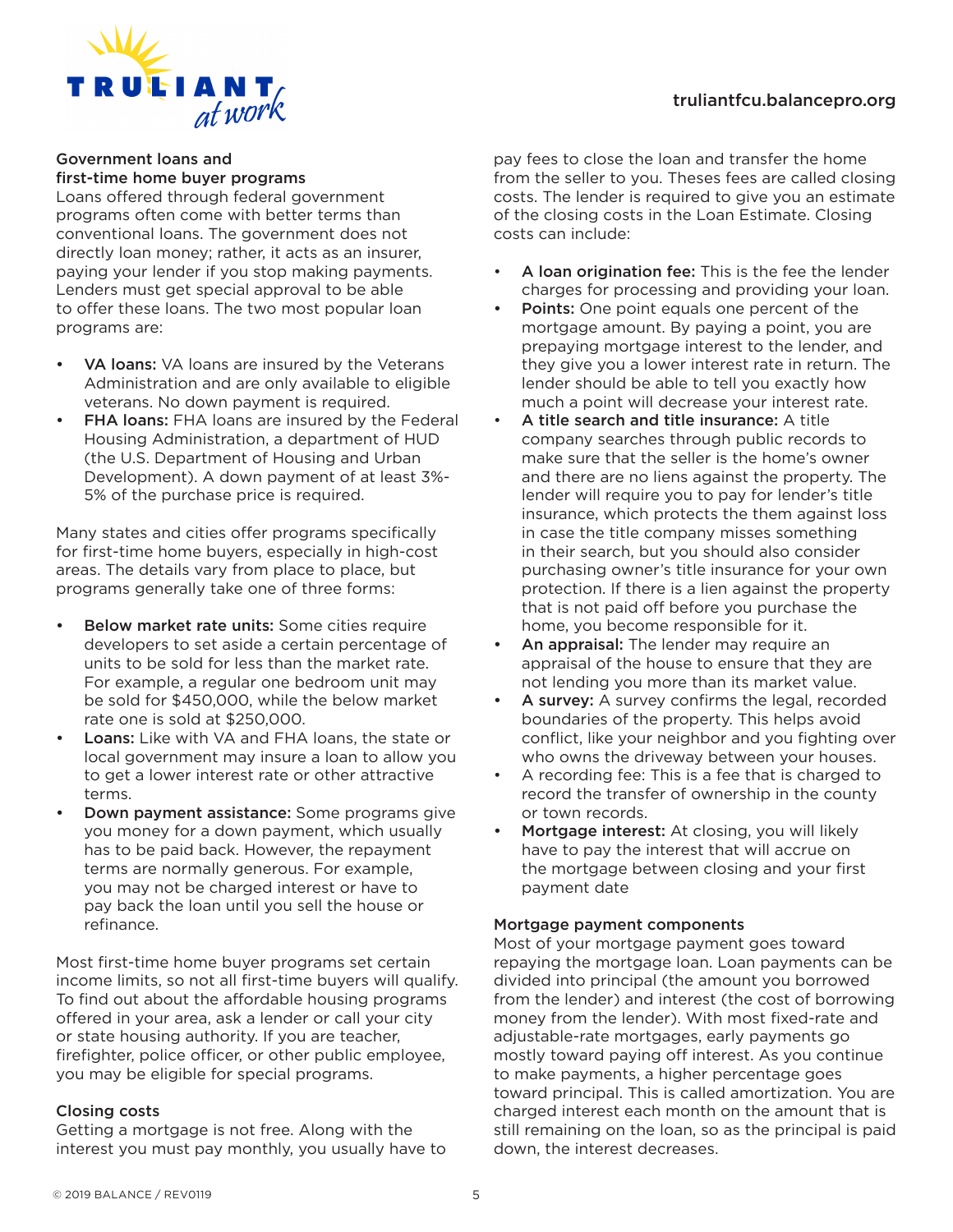### Government loans and first-time home buyer programs

Loans offered through federal government programs often come with better terms than conventional loans. The government does not directly loan money; rather, it acts as an insurer, paying your lender if you stop making payments. Lenders must get special approval to be able to offer these loans. The two most popular loan programs are:

- **VA loans:** VA loans are insured by the Veterans Administration and are only available to eligible veterans. No down payment is required.
- **FHA loans:** FHA loans are insured by the Federal Housing Administration, a department of HUD (the U.S. Department of Housing and Urban Development). A down payment of at least 3%-5% of the purchase price is required.

Many states and cities offer programs specifically for first-time home buyers, especially in high-cost areas. The details vary from place to place, but programs generally take one of three forms:

- **Below market rate units:** Some cities require developers to set aside a certain percentage of units to be sold for less than the market rate. For example, a regular one bedroom unit may be sold for $450,000, while the below market rate one is sold at $250,000.
- **Loans:** Like with VA and FHA loans, the state or local government may insure a loan to allow you to get a lower interest rate or other attractive terms.
- **Down payment assistance:** Some programs give you money for a down payment, which usually has to be paid back. However, the repayment terms are normally generous. For example, you may not be charged interest or have to pay back the loan until you sell the house or refinance.

Most first-time home buyer programs set certain income limits, so not all first-time buyers will qualify. To find out about the affordable housing programs offered in your area, ask a lender or call your city or state housing authority. If you are teacher, firefighter, police officer, or other public employee, you may be eligible for special programs.

### Closing costs

Getting a mortgage is not free. Along with the interest you must pay monthly, you usually have to pay fees to close the loan and transfer the home from the seller to you. Theses fees are called closing costs. The lender is required to give you an estimate of the closing costs in the Loan Estimate. Closing costs can include:

- **A loan origination fee:** This is the fee the lender charges for processing and providing your loan.
- **Points:** One point equals one percent of the mortgage amount. By paying a point, you are prepaying mortgage interest to the lender, and they give you a lower interest rate in return. The lender should be able to tell you exactly how much a point will decrease your interest rate.
- **A title search and title insurance:** A title company searches through public records to make sure that the seller is the home's owner and there are no liens against the property. The lender will require you to pay for lender's title insurance, which protects the them against loss in case the title company misses something in their search, but you should also consider purchasing owner's title insurance for your own protection. If there is a lien against the property that is not paid off before you purchase the home, you become responsible for it.
- **An appraisal:** The lender may require an appraisal of the house to ensure that they are not lending you more than its market value.
- **A survey:** A survey confirms the legal, recorded boundaries of the property. This helps avoid conflict, like your neighbor and you fighting over who owns the driveway between your houses.
- A recording fee: This is a fee that is charged to record the transfer of ownership in the county or town records.
- **Mortgage interest:** At closing, you will likely have to pay the interest that will accrue on the mortgage between closing and your first payment date

### Mortgage payment components

Most of your mortgage payment goes toward repaying the mortgage loan. Loan payments can be divided into principal (the amount you borrowed from the lender) and interest (the cost of borrowing money from the lender). With most fixed-rate and adjustable-rate mortgages, early payments go mostly toward paying off interest. As you continue to make payments, a higher percentage goes toward principal. This is called amortization. You are charged interest each month on the amount that is still remaining on the loan, so as the principal is paid down, the interest decreases.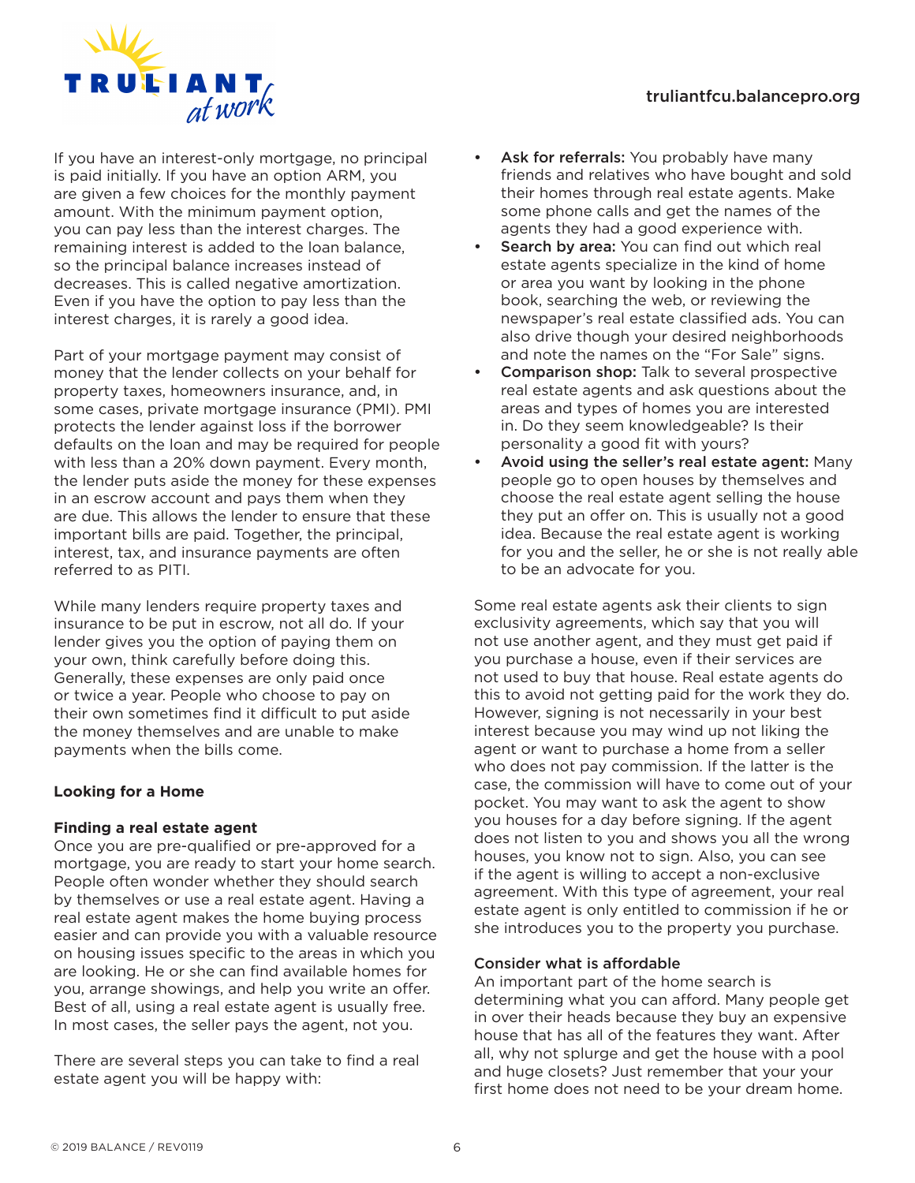If you have an interest-only mortgage, no principal is paid initially. If you have an option ARM, you are given a few choices for the monthly payment amount. With the minimum payment option, you can pay less than the interest charges. The remaining interest is added to the loan balance, so the principal balance increases instead of decreases. This is called negative amortization. Even if you have the option to pay less than the interest charges, it is rarely a good idea.

Part of your mortgage payment may consist of money that the lender collects on your behalf for property taxes, homeowners insurance, and, in some cases, private mortgage insurance (PMI). PMI protects the lender against loss if the borrower defaults on the loan and may be required for people with less than a 20% down payment. Every month, the lender puts aside the money for these expenses in an escrow account and pays them when they are due. This allows the lender to ensure that these important bills are paid. Together, the principal, interest, tax, and insurance payments are often referred to as PITI.

While many lenders require property taxes and insurance to be put in escrow, not all do. If your lender gives you the option of paying them on your own, think carefully before doing this. Generally, these expenses are only paid once or twice a year. People who choose to pay on their own sometimes find it difficult to put aside the money themselves and are unable to make payments when the bills come.

## Looking for a Home

### Finding a real estate agent

Once you are pre-qualified or pre-approved for a mortgage, you are ready to start your home search. People often wonder whether they should search by themselves or use a real estate agent. Having a real estate agent makes the home buying process easier and can provide you with a valuable resource on housing issues specific to the areas in which you are looking. He or she can find available homes for you, arrange showings, and help you write an offer. Best of all, using a real estate agent is usually free. In most cases, the seller pays the agent, not you.

There are several steps you can take to find a real estate agent you will be happy with:

- **Ask for referrals:** You probably have many friends and relatives who have bought and sold their homes through real estate agents. Make some phone calls and get the names of the agents they had a good experience with.
- **Search by area:** You can find out which real estate agents specialize in the kind of home or area you want by looking in the phone book, searching the web, or reviewing the newspaper's real estate classified ads. You can also drive though your desired neighborhoods and note the names on the "For Sale" signs.
- **Comparison shop:** Talk to several prospective real estate agents and ask questions about the areas and types of homes you are interested in. Do they seem knowledgeable? Is their personality a good fit with yours?
- **Avoid using the seller's real estate agent:** Many people go to open houses by themselves and choose the real estate agent selling the house they put an offer on. This is usually not a good idea. Because the real estate agent is working for you and the seller, he or she is not really able to be an advocate for you.

Some real estate agents ask their clients to sign exclusivity agreements, which say that you will not use another agent, and they must get paid if you purchase a house, even if their services are not used to buy that house. Real estate agents do this to avoid not getting paid for the work they do. However, signing is not necessarily in your best interest because you may wind up not liking the agent or want to purchase a home from a seller who does not pay commission. If the latter is the case, the commission will have to come out of your pocket. You may want to ask the agent to show you houses for a day before signing. If the agent does not listen to you and shows you all the wrong houses, you know not to sign. Also, you can see if the agent is willing to accept a non-exclusive agreement. With this type of agreement, your real estate agent is only entitled to commission if he or she introduces you to the property you purchase.

### Consider what is affordable

An important part of the home search is determining what you can afford. Many people get in over their heads because they buy an expensive house that has all of the features they want. After all, why not splurge and get the house with a pool and huge closets? Just remember that your your first home does not need to be your dream home.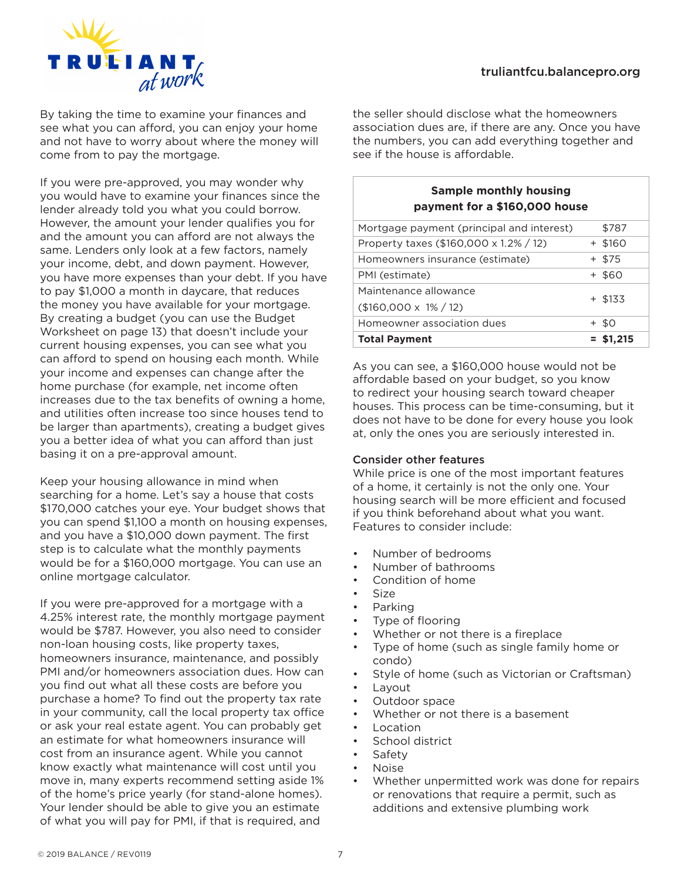By taking the time to examine your finances and see what you can afford, you can enjoy your home and not have to worry about where the money will come from to pay the mortgage.

If you were pre-approved, you may wonder why you would have to examine your finances since the lender already told you what you could borrow. However, the amount your lender qualifies you for and the amount you can afford are not always the same. Lenders only look at a few factors, namely your income, debt, and down payment. However, you have more expenses than your debt. If you have to pay $1,000 a month in daycare, that reduces the money you have available for your mortgage. By creating a budget (you can use the Budget Worksheet on page 13) that doesn't include your current housing expenses, you can see what you can afford to spend on housing each month. While your income and expenses can change after the home purchase (for example, net income often increases due to the tax benefits of owning a home, and utilities often increase too since houses tend to be larger than apartments), creating a budget gives you a better idea of what you can afford than just basing it on a pre-approval amount.

Keep your housing allowance in mind when searching for a home. Let's say a house that costs $170,000 catches your eye. Your budget shows that you can spend $1,100 a month on housing expenses, and you have a $10,000 down payment. The first step is to calculate what the monthly payments would be for a $160,000 mortgage. You can use an online mortgage calculator.

If you were pre-approved for a mortgage with a 4.25% interest rate, the monthly mortgage payment would be $787. However, you also need to consider non-loan housing costs, like property taxes, homeowners insurance, maintenance, and possibly PMI and/or homeowners association dues. How can you find out what all these costs are before you purchase a home? To find out the property tax rate in your community, call the local property tax office or ask your real estate agent. You can probably get an estimate for what homeowners insurance will cost from an insurance agent. While you cannot know exactly what maintenance will cost until you move in, many experts recommend setting aside 1% of the home's price yearly (for stand-alone homes). Your lender should be able to give you an estimate of what you will pay for PMI, if that is required, and the seller should disclose what the homeowners association dues are, if there are any. Once you have the numbers, you can add everything together and see if the house is affordable.

| **Sample monthly housing payment for a $160,000 house** | |
|---|---|
| Mortgage payment (principal and interest) | $787 |
| Property taxes ($160,000 x 1.2% / 12) | + $160 |
| Homeowners insurance (estimate) | + $75 |
| PMI (estimate) | + $60 |
| Maintenance allowance ($160,000 x 1% / 12) | + $133 |
| Homeowner association dues | + $0 |
| **Total Payment** | **= $1,215** |

As you can see, a $160,000 house would not be affordable based on your budget, so you know to redirect your housing search toward cheaper houses. This process can be time-consuming, but it does not have to be done for every house you look at, only the ones you are seriously interested in.

### Consider other features

While price is one of the most important features of a home, it certainly is not the only one. Your housing search will be more efficient and focused if you think beforehand about what you want. Features to consider include:

- Number of bedrooms
- Number of bathrooms
- Condition of home
- Size
- Parking
- Type of flooring
- Whether or not there is a fireplace
- Type of home (such as single family home or condo)
- Style of home (such as Victorian or Craftsman)
- Layout
- Outdoor space
- Whether or not there is a basement
- Location
- School district
- Safety
- Noise
- Whether unpermitted work was done for repairs or renovations that require a permit, such as additions and extensive plumbing work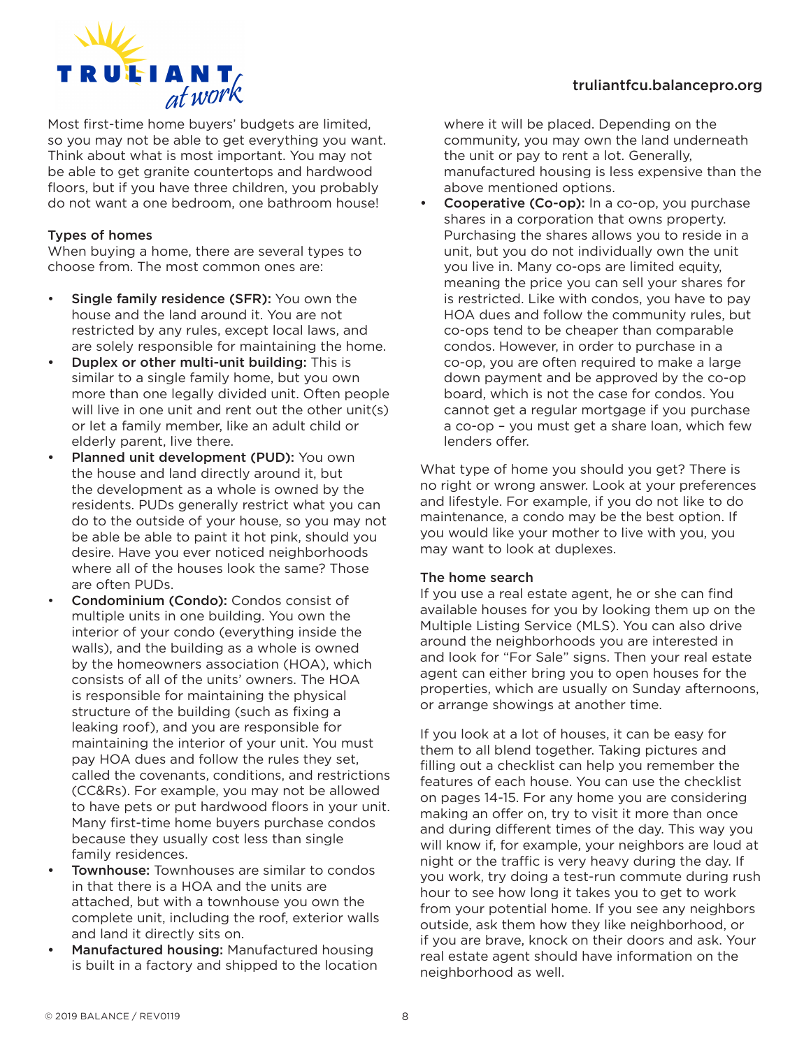Most first-time home buyers' budgets are limited, so you may not be able to get everything you want. Think about what is most important. You may not be able to get granite countertops and hardwood floors, but if you have three children, you probably do not want a one bedroom, one bathroom house!

## Types of homes

When buying a home, there are several types to choose from. The most common ones are:

- **Single family residence (SFR):** You own the house and the land around it. You are not restricted by any rules, except local laws, and are solely responsible for maintaining the home.
- **Duplex or other multi-unit building:** This is similar to a single family home, but you own more than one legally divided unit. Often people will live in one unit and rent out the other unit(s) or let a family member, like an adult child or elderly parent, live there.
- **Planned unit development (PUD):** You own the house and land directly around it, but the development as a whole is owned by the residents. PUDs generally restrict what you can do to the outside of your house, so you may not be able be able to paint it hot pink, should you desire. Have you ever noticed neighborhoods where all of the houses look the same? Those are often PUDs.
- **Condominium (Condo):** Condos consist of multiple units in one building. You own the interior of your condo (everything inside the walls), and the building as a whole is owned by the homeowners association (HOA), which consists of all of the units' owners. The HOA is responsible for maintaining the physical structure of the building (such as fixing a leaking roof), and you are responsible for maintaining the interior of your unit. You must pay HOA dues and follow the rules they set, called the covenants, conditions, and restrictions (CC&Rs). For example, you may not be allowed to have pets or put hardwood floors in your unit. Many first-time home buyers purchase condos because they usually cost less than single family residences.
- **Townhouse:** Townhouses are similar to condos in that there is a HOA and the units are attached, but with a townhouse you own the complete unit, including the roof, exterior walls and land it directly sits on.
- **Manufactured housing:** Manufactured housing is built in a factory and shipped to the location where it will be placed. Depending on the community, you may own the land underneath the unit or pay to rent a lot. Generally, manufactured housing is less expensive than the above mentioned options.
- **Cooperative (Co-op):** In a co-op, you purchase shares in a corporation that owns property. Purchasing the shares allows you to reside in a unit, but you do not individually own the unit you live in. Many co-ops are limited equity, meaning the price you can sell your shares for is restricted. Like with condos, you have to pay HOA dues and follow the community rules, but co-ops tend to be cheaper than comparable condos. However, in order to purchase in a co-op, you are often required to make a large down payment and be approved by the co-op board, which is not the case for condos. You cannot get a regular mortgage if you purchase a co-op – you must get a share loan, which few lenders offer.

What type of home you should you get? There is no right or wrong answer. Look at your preferences and lifestyle. For example, if you do not like to do maintenance, a condo may be the best option. If you would like your mother to live with you, you may want to look at duplexes.

## The home search

If you use a real estate agent, he or she can find available houses for you by looking them up on the Multiple Listing Service (MLS). You can also drive around the neighborhoods you are interested in and look for "For Sale" signs. Then your real estate agent can either bring you to open houses for the properties, which are usually on Sunday afternoons, or arrange showings at another time.

If you look at a lot of houses, it can be easy for them to all blend together. Taking pictures and filling out a checklist can help you remember the features of each house. You can use the checklist on pages 14-15. For any home you are considering making an offer on, try to visit it more than once and during different times of the day. This way you will know if, for example, your neighbors are loud at night or the traffic is very heavy during the day. If you work, try doing a test-run commute during rush hour to see how long it takes you to get to work from your potential home. If you see any neighbors outside, ask them how they like neighborhood, or if you are brave, knock on their doors and ask. Your real estate agent should have information on the neighborhood as well.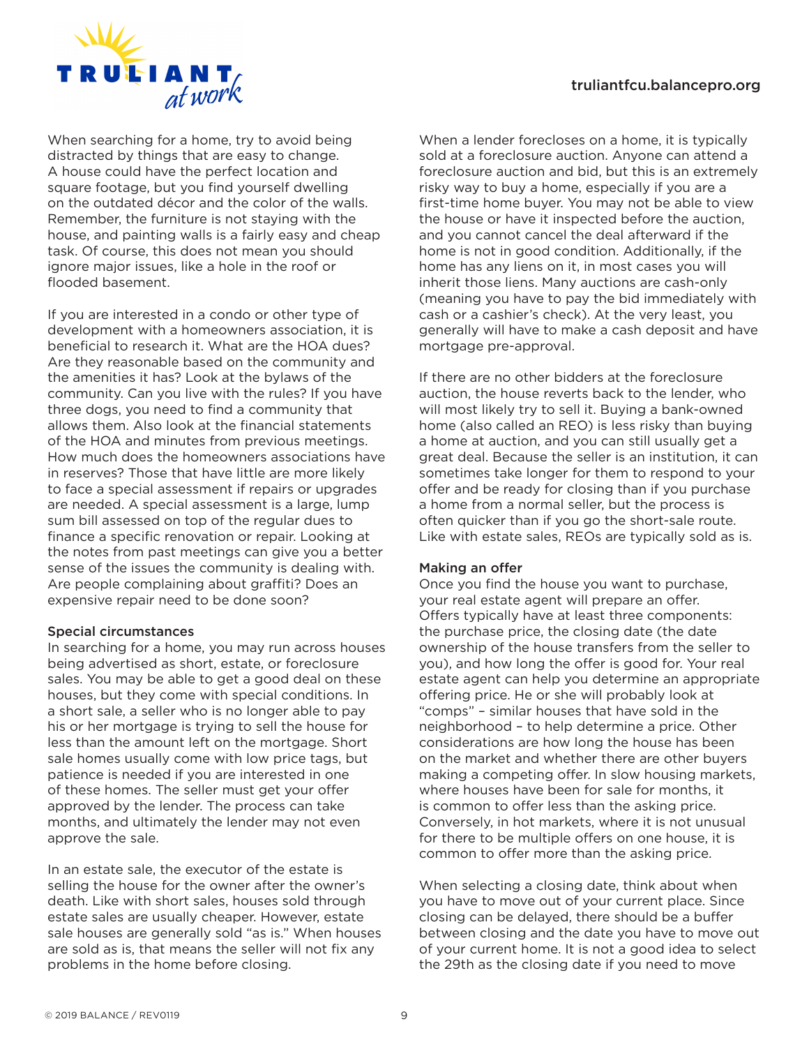When searching for a home, try to avoid being distracted by things that are easy to change. A house could have the perfect location and square footage, but you find yourself dwelling on the outdated décor and the color of the walls. Remember, the furniture is not staying with the house, and painting walls is a fairly easy and cheap task. Of course, this does not mean you should ignore major issues, like a hole in the roof or flooded basement.

If you are interested in a condo or other type of development with a homeowners association, it is beneficial to research it. What are the HOA dues? Are they reasonable based on the community and the amenities it has? Look at the bylaws of the community. Can you live with the rules? If you have three dogs, you need to find a community that allows them. Also look at the financial statements of the HOA and minutes from previous meetings. How much does the homeowners associations have in reserves? Those that have little are more likely to face a special assessment if repairs or upgrades are needed. A special assessment is a large, lump sum bill assessed on top of the regular dues to finance a specific renovation or repair. Looking at the notes from past meetings can give you a better sense of the issues the community is dealing with. Are people complaining about graffiti? Does an expensive repair need to be done soon?

### Special circumstances

In searching for a home, you may run across houses being advertised as short, estate, or foreclosure sales. You may be able to get a good deal on these houses, but they come with special conditions. In a short sale, a seller who is no longer able to pay his or her mortgage is trying to sell the house for less than the amount left on the mortgage. Short sale homes usually come with low price tags, but patience is needed if you are interested in one of these homes. The seller must get your offer approved by the lender. The process can take months, and ultimately the lender may not even approve the sale.

In an estate sale, the executor of the estate is selling the house for the owner after the owner's death. Like with short sales, houses sold through estate sales are usually cheaper. However, estate sale houses are generally sold "as is." When houses are sold as is, that means the seller will not fix any problems in the home before closing.

When a lender forecloses on a home, it is typically sold at a foreclosure auction. Anyone can attend a foreclosure auction and bid, but this is an extremely risky way to buy a home, especially if you are a first-time home buyer. You may not be able to view the house or have it inspected before the auction, and you cannot cancel the deal afterward if the home is not in good condition. Additionally, if the home has any liens on it, in most cases you will inherit those liens. Many auctions are cash-only (meaning you have to pay the bid immediately with cash or a cashier's check). At the very least, you generally will have to make a cash deposit and have mortgage pre-approval.

If there are no other bidders at the foreclosure auction, the house reverts back to the lender, who will most likely try to sell it. Buying a bank-owned home (also called an REO) is less risky than buying a home at auction, and you can still usually get a great deal. Because the seller is an institution, it can sometimes take longer for them to respond to your offer and be ready for closing than if you purchase a home from a normal seller, but the process is often quicker than if you go the short-sale route. Like with estate sales, REOs are typically sold as is.

### Making an offer

Once you find the house you want to purchase, your real estate agent will prepare an offer. Offers typically have at least three components: the purchase price, the closing date (the date ownership of the house transfers from the seller to you), and how long the offer is good for. Your real estate agent can help you determine an appropriate offering price. He or she will probably look at "comps" – similar houses that have sold in the neighborhood – to help determine a price. Other considerations are how long the house has been on the market and whether there are other buyers making a competing offer. In slow housing markets, where houses have been for sale for months, it is common to offer less than the asking price. Conversely, in hot markets, where it is not unusual for there to be multiple offers on one house, it is common to offer more than the asking price.

When selecting a closing date, think about when you have to move out of your current place. Since closing can be delayed, there should be a buffer between closing and the date you have to move out of your current home. It is not a good idea to select the 29th as the closing date if you need to move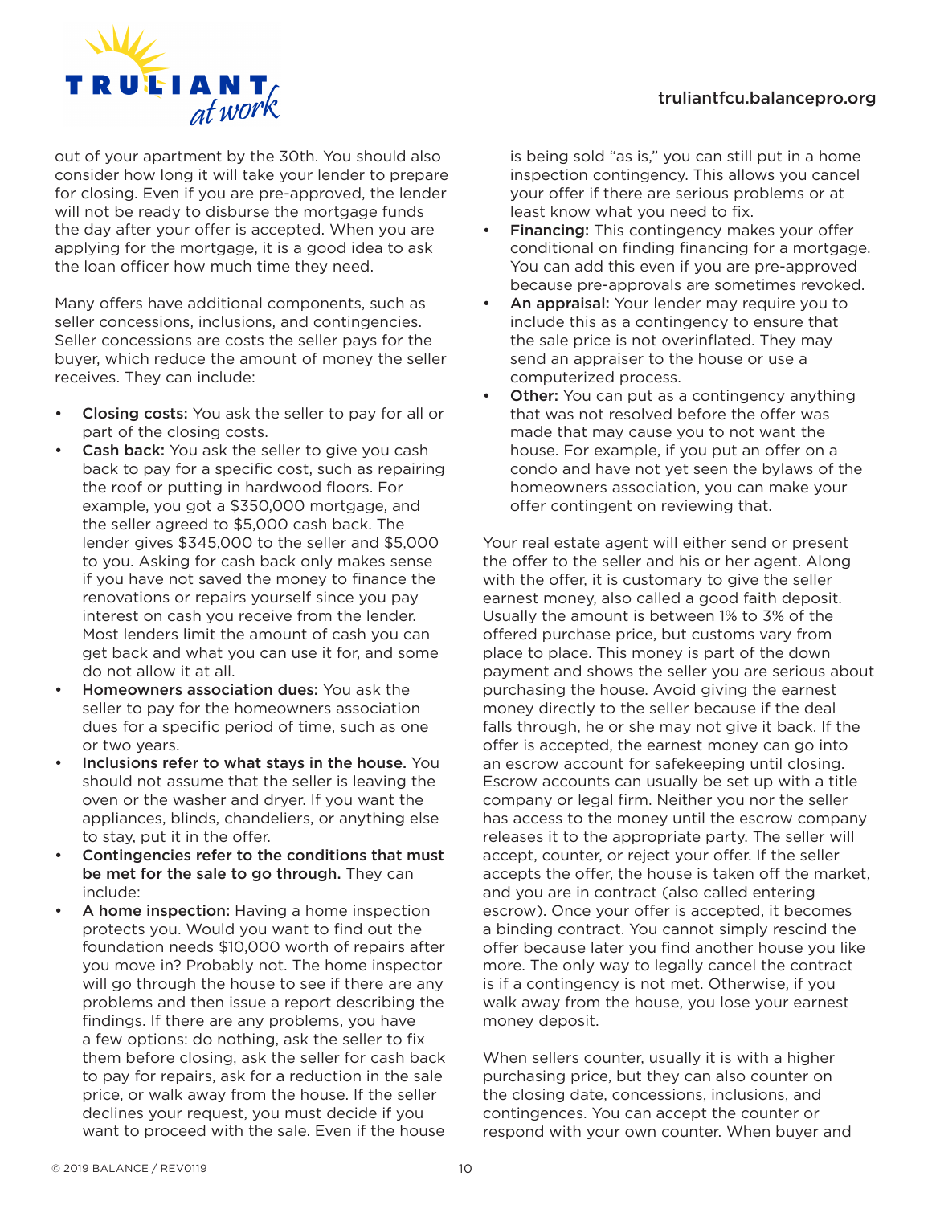out of your apartment by the 30th. You should also consider how long it will take your lender to prepare for closing. Even if you are pre-approved, the lender will not be ready to disburse the mortgage funds the day after your offer is accepted. When you are applying for the mortgage, it is a good idea to ask the loan officer how much time they need.

Many offers have additional components, such as seller concessions, inclusions, and contingencies. Seller concessions are costs the seller pays for the buyer, which reduce the amount of money the seller receives. They can include:

- **Closing costs:** You ask the seller to pay for all or part of the closing costs.
- **Cash back:** You ask the seller to give you cash back to pay for a specific cost, such as repairing the roof or putting in hardwood floors. For example, you got a $350,000 mortgage, and the seller agreed to $5,000 cash back. The lender gives $345,000 to the seller and $5,000 to you. Asking for cash back only makes sense if you have not saved the money to finance the renovations or repairs yourself since you pay interest on cash you receive from the lender. Most lenders limit the amount of cash you can get back and what you can use it for, and some do not allow it at all.
- **Homeowners association dues:** You ask the seller to pay for the homeowners association dues for a specific period of time, such as one or two years.
- **Inclusions refer to what stays in the house.** You should not assume that the seller is leaving the oven or the washer and dryer. If you want the appliances, blinds, chandeliers, or anything else to stay, put it in the offer.
- **Contingencies refer to the conditions that must be met for the sale to go through.** They can include:
- **A home inspection:** Having a home inspection protects you. Would you want to find out the foundation needs $10,000 worth of repairs after you move in? Probably not. The home inspector will go through the house to see if there are any problems and then issue a report describing the findings. If there are any problems, you have a few options: do nothing, ask the seller to fix them before closing, ask the seller for cash back to pay for repairs, ask for a reduction in the sale price, or walk away from the house. If the seller declines your request, you must decide if you want to proceed with the sale. Even if the house is being sold "as is," you can still put in a home inspection contingency. This allows you cancel your offer if there are serious problems or at least know what you need to fix.
- **Financing:** This contingency makes your offer conditional on finding financing for a mortgage. You can add this even if you are pre-approved because pre-approvals are sometimes revoked.
- **An appraisal:** Your lender may require you to include this as a contingency to ensure that the sale price is not overinflated. They may send an appraiser to the house or use a computerized process.
- **Other:** You can put as a contingency anything that was not resolved before the offer was made that may cause you to not want the house. For example, if you put an offer on a condo and have not yet seen the bylaws of the homeowners association, you can make your offer contingent on reviewing that.

Your real estate agent will either send or present the offer to the seller and his or her agent. Along with the offer, it is customary to give the seller earnest money, also called a good faith deposit. Usually the amount is between 1% to 3% of the offered purchase price, but customs vary from place to place. This money is part of the down payment and shows the seller you are serious about purchasing the house. Avoid giving the earnest money directly to the seller because if the deal falls through, he or she may not give it back. If the offer is accepted, the earnest money can go into an escrow account for safekeeping until closing. Escrow accounts can usually be set up with a title company or legal firm. Neither you nor the seller has access to the money until the escrow company releases it to the appropriate party. The seller will accept, counter, or reject your offer. If the seller accepts the offer, the house is taken off the market, and you are in contract (also called entering escrow). Once your offer is accepted, it becomes a binding contract. You cannot simply rescind the offer because later you find another house you like more. The only way to legally cancel the contract is if a contingency is not met. Otherwise, if you walk away from the house, you lose your earnest money deposit.

When sellers counter, usually it is with a higher purchasing price, but they can also counter on the closing date, concessions, inclusions, and contingences. You can accept the counter or respond with your own counter. When buyer and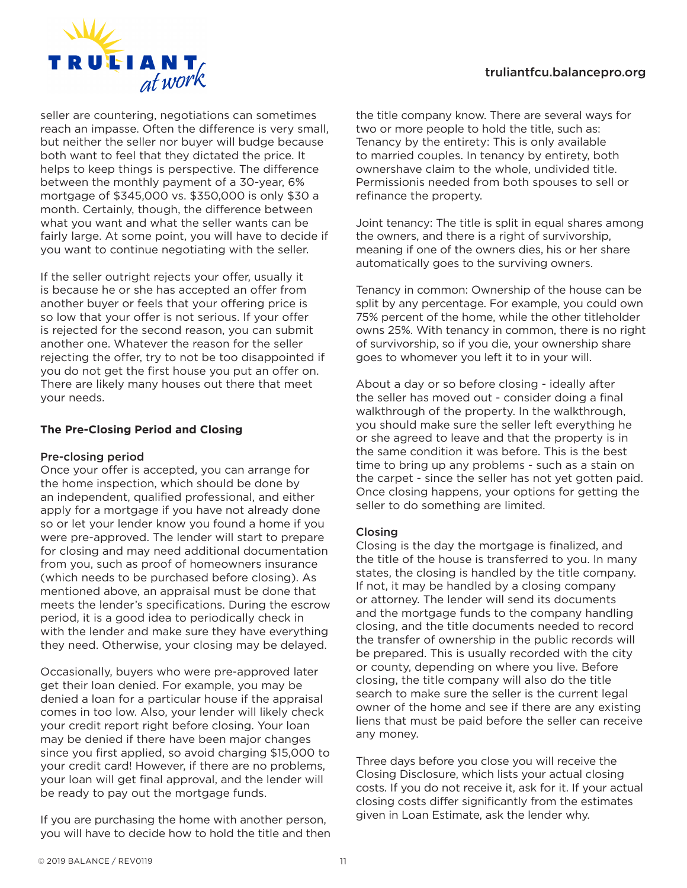seller are countering, negotiations can sometimes reach an impasse. Often the difference is very small, but neither the seller nor buyer will budge because both want to feel that they dictated the price. It helps to keep things is perspective. The difference between the monthly payment of a 30-year, 6% mortgage of $345,000 vs. $350,000 is only $30 a month. Certainly, though, the difference between what you want and what the seller wants can be fairly large. At some point, you will have to decide if you want to continue negotiating with the seller.

If the seller outright rejects your offer, usually it is because he or she has accepted an offer from another buyer or feels that your offering price is so low that your offer is not serious. If your offer is rejected for the second reason, you can submit another one. Whatever the reason for the seller rejecting the offer, try to not be too disappointed if you do not get the first house you put an offer on. There are likely many houses out there that meet your needs.

**The Pre-Closing Period and Closing**

### Pre-closing period

Once your offer is accepted, you can arrange for the home inspection, which should be done by an independent, qualified professional, and either apply for a mortgage if you have not already done so or let your lender know you found a home if you were pre-approved. The lender will start to prepare for closing and may need additional documentation from you, such as proof of homeowners insurance (which needs to be purchased before closing). As mentioned above, an appraisal must be done that meets the lender's specifications. During the escrow period, it is a good idea to periodically check in with the lender and make sure they have everything they need. Otherwise, your closing may be delayed.

Occasionally, buyers who were pre-approved later get their loan denied. For example, you may be denied a loan for a particular house if the appraisal comes in too low. Also, your lender will likely check your credit report right before closing. Your loan may be denied if there have been major changes since you first applied, so avoid charging $15,000 to your credit card! However, if there are no problems, your loan will get final approval, and the lender will be ready to pay out the mortgage funds.

If you are purchasing the home with another person, you will have to decide how to hold the title and then the title company know. There are several ways for two or more people to hold the title, such as:
Tenancy by the entirety: This is only available to married couples. In tenancy by entirety, both ownershave claim to the whole, undivided title. Permissionis needed from both spouses to sell or refinance the property.

Joint tenancy: The title is split in equal shares among the owners, and there is a right of survivorship, meaning if one of the owners dies, his or her share automatically goes to the surviving owners.

Tenancy in common: Ownership of the house can be split by any percentage. For example, you could own 75% percent of the home, while the other titleholder owns 25%. With tenancy in common, there is no right of survivorship, so if you die, your ownership share goes to whomever you left it to in your will.

About a day or so before closing - ideally after the seller has moved out - consider doing a final walkthrough of the property. In the walkthrough, you should make sure the seller left everything he or she agreed to leave and that the property is in the same condition it was before. This is the best time to bring up any problems - such as a stain on the carpet - since the seller has not yet gotten paid. Once closing happens, your options for getting the seller to do something are limited.

### Closing

Closing is the day the mortgage is finalized, and the title of the house is transferred to you. In many states, the closing is handled by the title company. If not, it may be handled by a closing company or attorney. The lender will send its documents and the mortgage funds to the company handling closing, and the title documents needed to record the transfer of ownership in the public records will be prepared. This is usually recorded with the city or county, depending on where you live. Before closing, the title company will also do the title search to make sure the seller is the current legal owner of the home and see if there are any existing liens that must be paid before the seller can receive any money.

Three days before you close you will receive the Closing Disclosure, which lists your actual closing costs. If you do not receive it, ask for it. If your actual closing costs differ significantly from the estimates given in Loan Estimate, ask the lender why.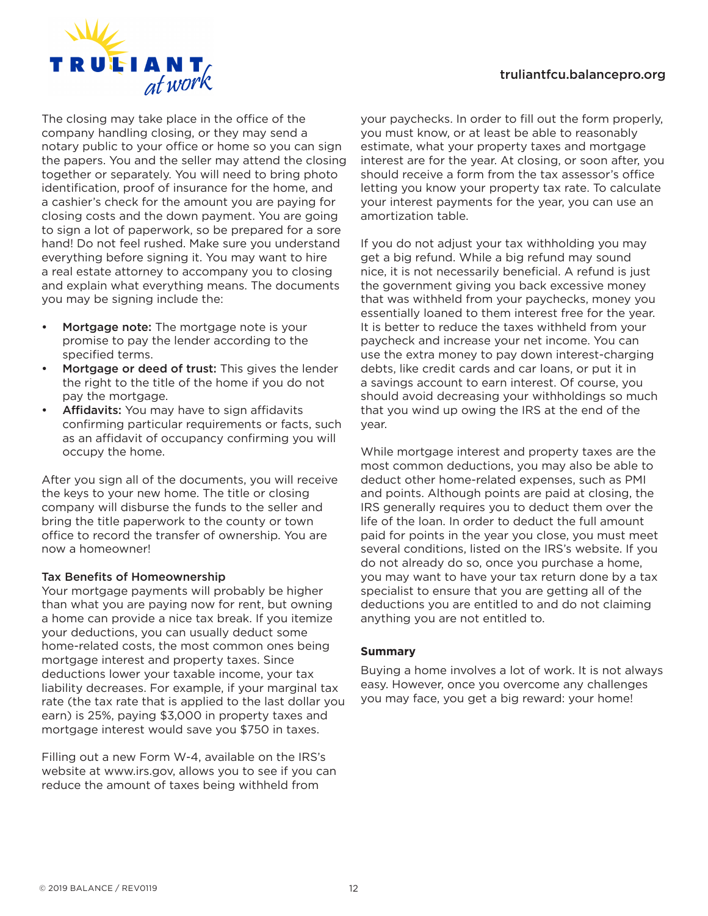The closing may take place in the office of the company handling closing, or they may send a notary public to your office or home so you can sign the papers. You and the seller may attend the closing together or separately. You will need to bring photo identification, proof of insurance for the home, and a cashier's check for the amount you are paying for closing costs and the down payment. You are going to sign a lot of paperwork, so be prepared for a sore hand! Do not feel rushed. Make sure you understand everything before signing it. You may want to hire a real estate attorney to accompany you to closing and explain what everything means. The documents you may be signing include the:

- **Mortgage note:** The mortgage note is your promise to pay the lender according to the specified terms.
- **Mortgage or deed of trust:** This gives the lender the right to the title of the home if you do not pay the mortgage.
- **Affidavits:** You may have to sign affidavits confirming particular requirements or facts, such as an affidavit of occupancy confirming you will occupy the home.

After you sign all of the documents, you will receive the keys to your new home. The title or closing company will disburse the funds to the seller and bring the title paperwork to the county or town office to record the transfer of ownership. You are now a homeowner!

### Tax Benefits of Homeownership

Your mortgage payments will probably be higher than what you are paying now for rent, but owning a home can provide a nice tax break. If you itemize your deductions, you can usually deduct some home-related costs, the most common ones being mortgage interest and property taxes. Since deductions lower your taxable income, your tax liability decreases. For example, if your marginal tax rate (the tax rate that is applied to the last dollar you earn) is 25%, paying $3,000 in property taxes and mortgage interest would save you $750 in taxes.

Filling out a new Form W-4, available on the IRS's website at www.irs.gov, allows you to see if you can reduce the amount of taxes being withheld from your paychecks. In order to fill out the form properly, you must know, or at least be able to reasonably estimate, what your property taxes and mortgage interest are for the year. At closing, or soon after, you should receive a form from the tax assessor's office letting you know your property tax rate. To calculate your interest payments for the year, you can use an amortization table.

If you do not adjust your tax withholding you may get a big refund. While a big refund may sound nice, it is not necessarily beneficial. A refund is just the government giving you back excessive money that was withheld from your paychecks, money you essentially loaned to them interest free for the year. It is better to reduce the taxes withheld from your paycheck and increase your net income. You can use the extra money to pay down interest-charging debts, like credit cards and car loans, or put it in a savings account to earn interest. Of course, you should avoid decreasing your withholdings so much that you wind up owing the IRS at the end of the year.

While mortgage interest and property taxes are the most common deductions, you may also be able to deduct other home-related expenses, such as PMI and points. Although points are paid at closing, the IRS generally requires you to deduct them over the life of the loan. In order to deduct the full amount paid for points in the year you close, you must meet several conditions, listed on the IRS's website. If you do not already do so, once you purchase a home, you may want to have your tax return done by a tax specialist to ensure that you are getting all of the deductions you are entitled to and do not claiming anything you are not entitled to.

### Summary

Buying a home involves a lot of work. It is not always easy. However, once you overcome any challenges you may face, you get a big reward: your home!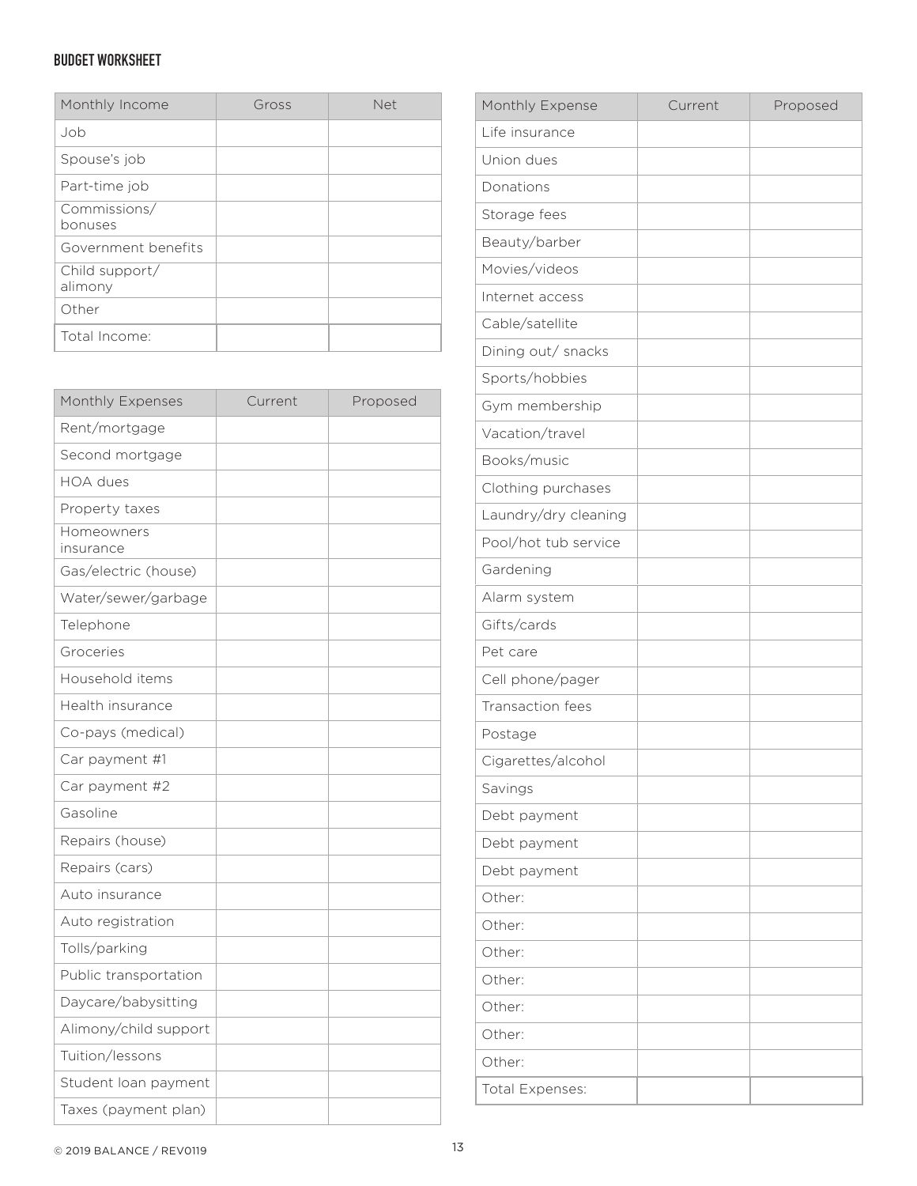**BUDGET WORKSHEET**

| Monthly Income | Gross | Net |
| --- | --- | --- |
| Job | | |
| Spouse's job | | |
| Part-time job | | |
| Commissions/ bonuses | | |
| Government benefits | | |
| Child support/ alimony | | |
| Other | | |
| Total Income: | | |

| Monthly Expenses | Current | Proposed |
| --- | --- | --- |
| Rent/mortgage | | |
| Second mortgage | | |
| HOA dues | | |
| Property taxes | | |
| Homeowners insurance | | |
| Gas/electric (house) | | |
| Water/sewer/garbage | | |
| Telephone | | |
| Groceries | | |
| Household items | | |
| Health insurance | | |
| Co-pays (medical) | | |
| Car payment #1 | | |
| Car payment #2 | | |
| Gasoline | | |
| Repairs (house) | | |
| Repairs (cars) | | |
| Auto insurance | | |
| Auto registration | | |
| Tolls/parking | | |
| Public transportation | | |
| Daycare/babysitting | | |
| Alimony/child support | | |
| Tuition/lessons | | |
| Student loan payment | | |
| Taxes (payment plan) | | |

| Monthly Expense | Current | Proposed |
| --- | --- | --- |
| Life insurance | | |
| Union dues | | |
| Donations | | |
| Storage fees | | |
| Beauty/barber | | |
| Movies/videos | | |
| Internet access | | |
| Cable/satellite | | |
| Dining out/ snacks | | |
| Sports/hobbies | | |
| Gym membership | | |
| Vacation/travel | | |
| Books/music | | |
| Clothing purchases | | |
| Laundry/dry cleaning | | |
| Pool/hot tub service | | |
| Gardening | | |
| Alarm system | | |
| Gifts/cards | | |
| Pet care | | |
| Cell phone/pager | | |
| Transaction fees | | |
| Postage | | |
| Cigarettes/alcohol | | |
| Savings | | |
| Debt payment | | |
| Debt payment | | |
| Debt payment | | |
| Other: | | |
| Other: | | |
| Other: | | |
| Other: | | |
| Other: | | |
| Other: | | |
| Other: | | |
| Total Expenses: | | |

© 2019 BALANCE / REV0119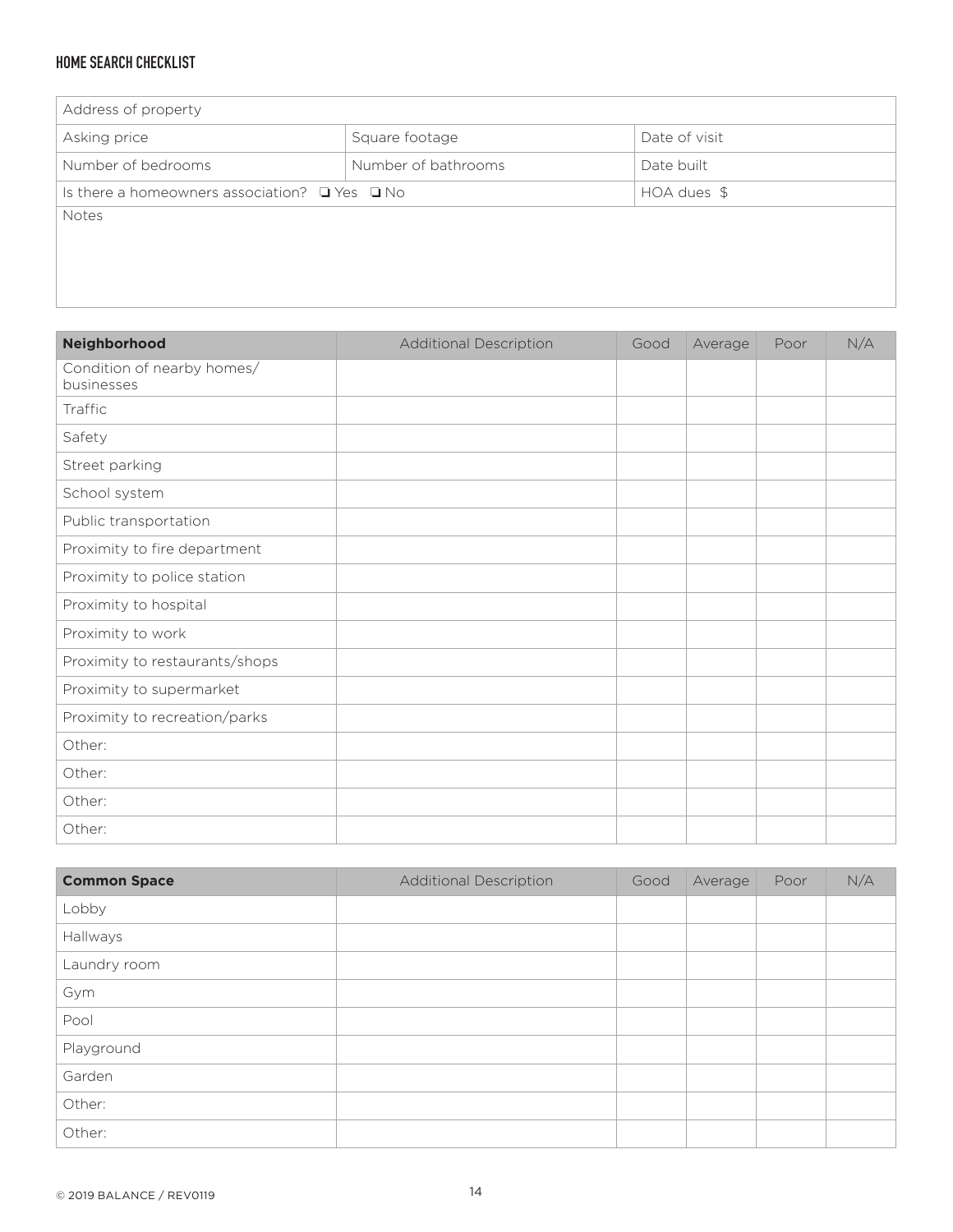## HOME SEARCH CHECKLIST

| | | |
|---|---|---|
| Address of property | | |
| Asking price | Square footage | Date of visit |
| Number of bedrooms | Number of bathrooms | Date built |
| Is there a homeowners association? ❑ Yes ❑ No | | HOA dues $ |
| Notes | | |

| **Neighborhood** | Additional Description | Good | Average | Poor | N/A |
|---|---|---|---|---|---|
| Condition of nearby homes/ businesses | | | | | |
| Traffic | | | | | |
| Safety | | | | | |
| Street parking | | | | | |
| School system | | | | | |
| Public transportation | | | | | |
| Proximity to fire department | | | | | |
| Proximity to police station | | | | | |
| Proximity to hospital | | | | | |
| Proximity to work | | | | | |
| Proximity to restaurants/shops | | | | | |
| Proximity to supermarket | | | | | |
| Proximity to recreation/parks | | | | | |
| Other: | | | | | |
| Other: | | | | | |
| Other: | | | | | |
| Other: | | | | | |

| **Common Space** | Additional Description | Good | Average | Poor | N/A |
|---|---|---|---|---|---|
| Lobby | | | | | |
| Hallways | | | | | |
| Laundry room | | | | | |
| Gym | | | | | |
| Pool | | | | | |
| Playground | | | | | |
| Garden | | | | | |
| Other: | | | | | |
| Other: | | | | | |

© 2019 BALANCE / REV0119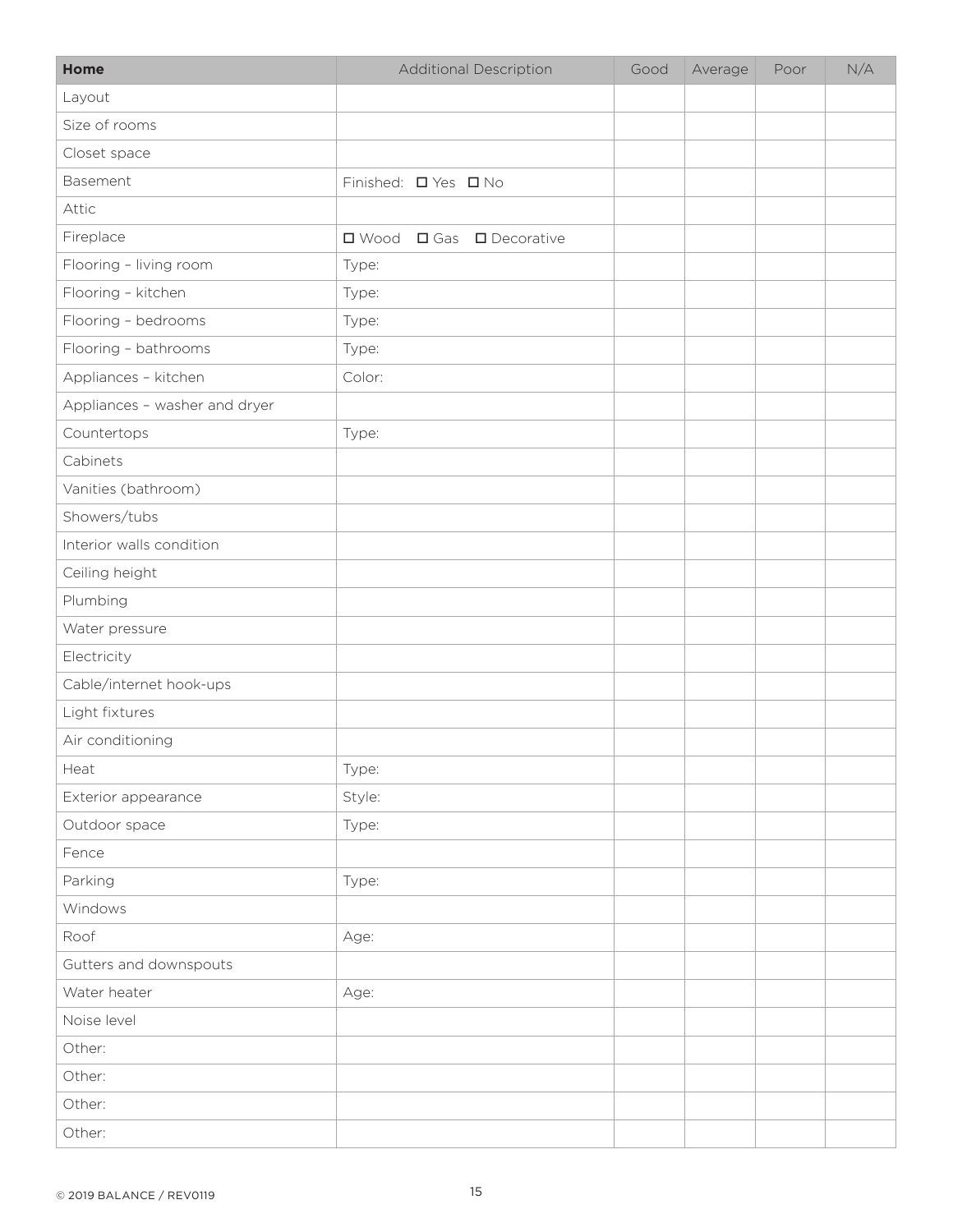| **Home** | Additional Description | Good | Average | Poor | N/A |
|---|---|---|---|---|---|
| Layout | | | | | |
| Size of rooms | | | | | |
| Closet space | | | | | |
| Basement | Finished: ☐ Yes ☐ No | | | | |
| Attic | | | | | |
| Fireplace | ☐ Wood ☐ Gas ☐ Decorative | | | | |
| Flooring – living room | Type: | | | | |
| Flooring – kitchen | Type: | | | | |
| Flooring – bedrooms | Type: | | | | |
| Flooring – bathrooms | Type: | | | | |
| Appliances – kitchen | Color: | | | | |
| Appliances – washer and dryer | | | | | |
| Countertops | Type: | | | | |
| Cabinets | | | | | |
| Vanities (bathroom) | | | | | |
| Showers/tubs | | | | | |
| Interior walls condition | | | | | |
| Ceiling height | | | | | |
| Plumbing | | | | | |
| Water pressure | | | | | |
| Electricity | | | | | |
| Cable/internet hook-ups | | | | | |
| Light fixtures | | | | | |
| Air conditioning | | | | | |
| Heat | Type: | | | | |
| Exterior appearance | Style: | | | | |
| Outdoor space | Type: | | | | |
| Fence | | | | | |
| Parking | Type: | | | | |
| Windows | | | | | |
| Roof | Age: | | | | |
| Gutters and downspouts | | | | | |
| Water heater | Age: | | | | |
| Noise level | | | | | |
| Other: | | | | | |
| Other: | | | | | |
| Other: | | | | | |
| Other: | | | | | |

© 2019 BALANCE / REV0119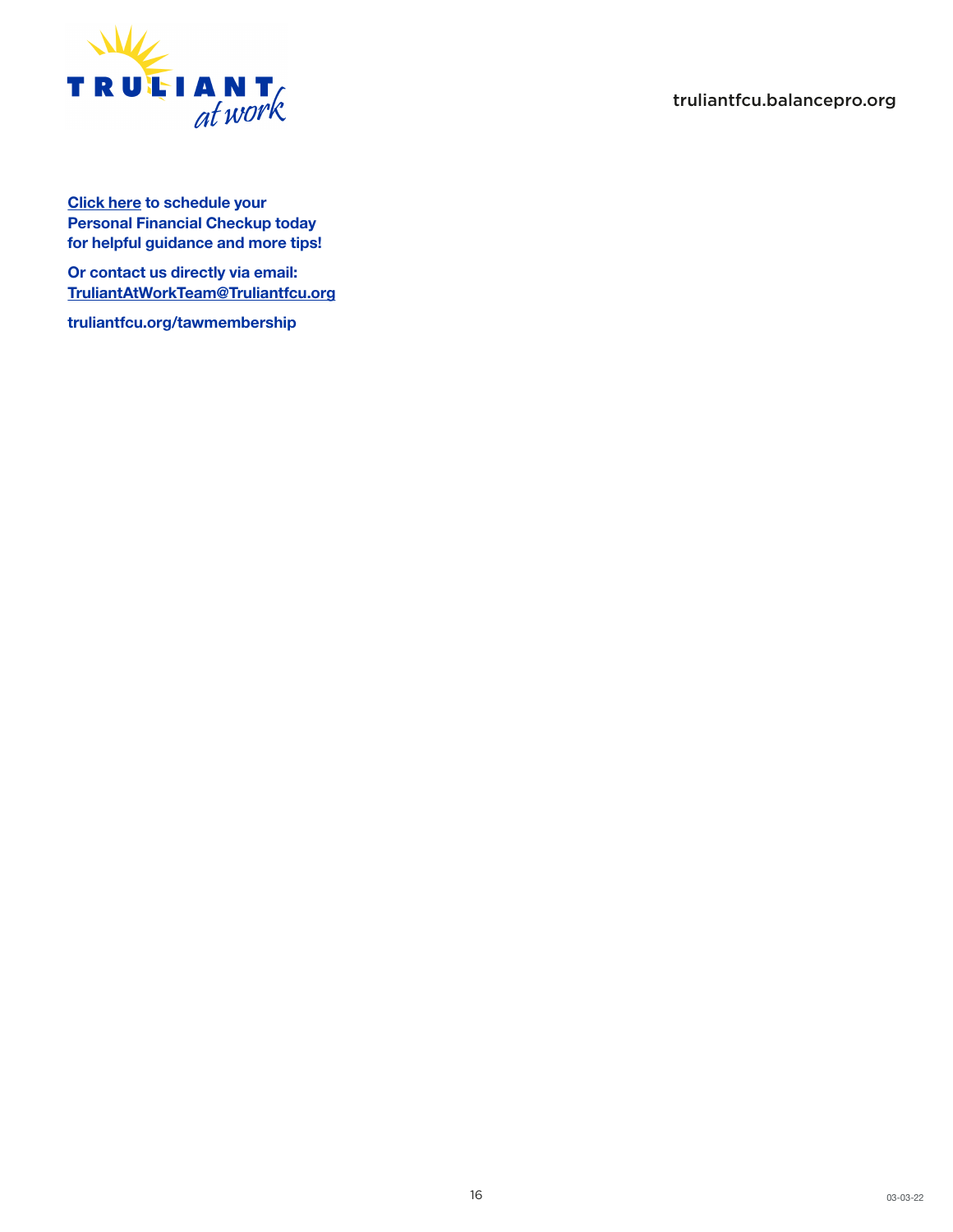truliantfcu.balancepro.org

**Click here to schedule your Personal Financial Checkup today for helpful guidance and more tips!**

**Or contact us directly via email: TruliantAtWorkTeam@Truliantfcu.org**

**truliantfcu.org/tawmembership**

03-03-22